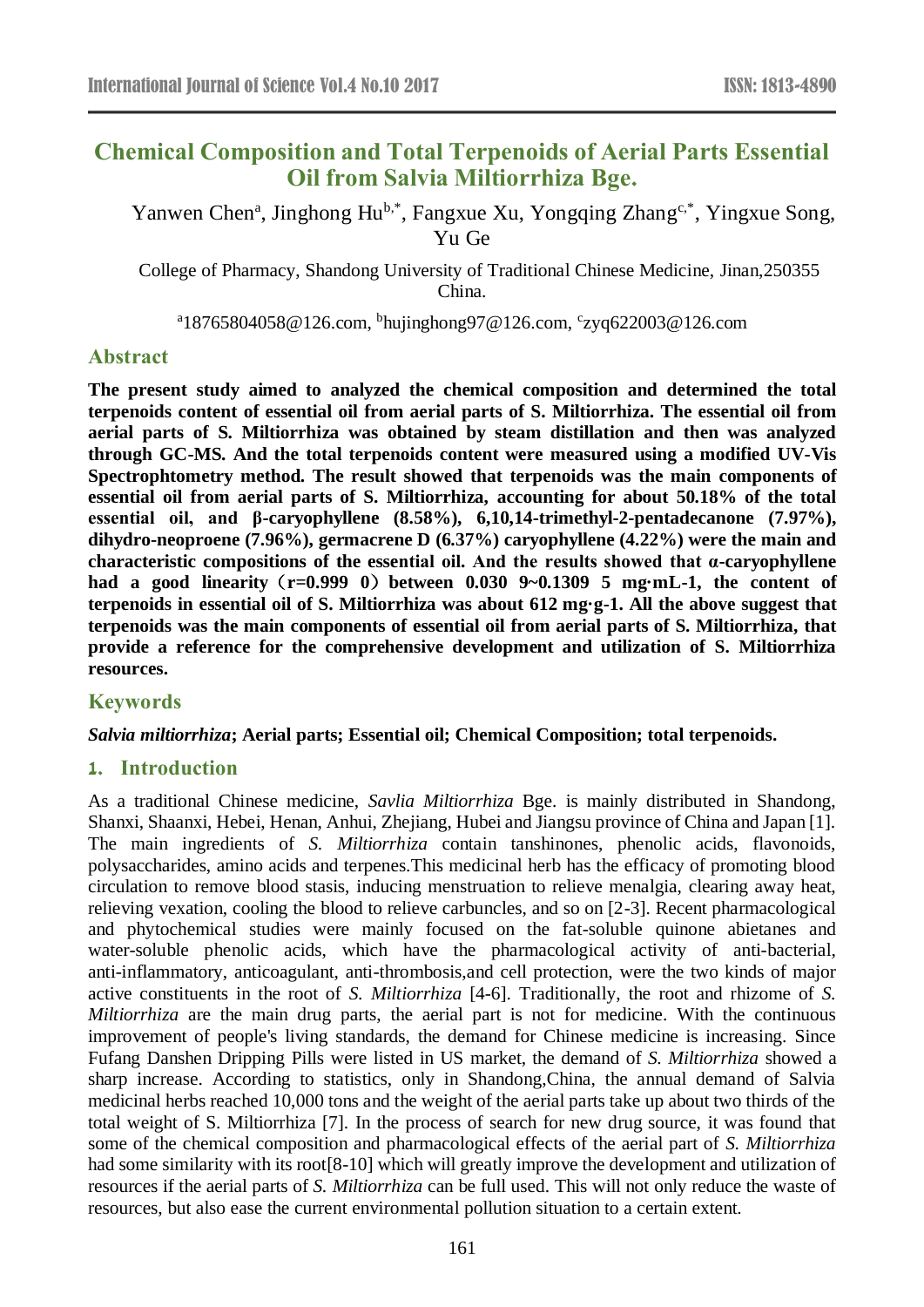# Chemical Composition and Total Terpenoids of Aerial Parts Essential Oil from Salvia Miltiorrhiza Bge.

Yanwen Chen[a], Jinghong Hu[b,*], Fangxue Xu, Yongqing Zhang[c,*], Yingxue Song, Yu Ge

College of Pharmacy, Shandong University of Traditional Chinese Medicine, Jinan,250355 China.

[a]18765804058@126.com, [b]hujinghong97@126.com, [c]zyq622003@126.com

## Abstract

**The present study aimed to analyzed the chemical composition and determined the total terpenoids content of essential oil from aerial parts of S. Miltiorrhiza. The essential oil from aerial parts of S. Miltiorrhiza was obtained by steam distillation and then was analyzed through GC-MS. And the total terpenoids content were measured using a modified UV-Vis Spectrophtometry method. The result showed that terpenoids was the main components of essential oil from aerial parts of S. Miltiorrhiza, accounting for about 50.18% of the total essential oil, and β-caryophyllene (8.58%), 6,10,14-trimethyl-2-pentadecanone (7.97%), dihydro-neoproene (7.96%), germacrene D (6.37%) caryophyllene (4.22%) were the main and characteristic compositions of the essential oil. And the results showed that α-caryophyllene had a good linearity（r=0.999 0）between 0.030 9~0.1309 5 mg·mL-1, the content of terpenoids in essential oil of S. Miltiorrhiza was about 612 mg·g-1. All the above suggest that terpenoids was the main components of essential oil from aerial parts of S. Miltiorrhiza, that provide a reference for the comprehensive development and utilization of S. Miltiorrhiza resources.**

## Keywords

***Salvia miltiorrhiza*; Aerial parts; Essential oil; Chemical Composition; total terpenoids.**

## 1. Introduction

As a traditional Chinese medicine, *Savlia Miltiorrhiza* Bge. is mainly distributed in Shandong, Shanxi, Shaanxi, Hebei, Henan, Anhui, Zhejiang, Hubei and Jiangsu province of China and Japan [1]. The main ingredients of *S. Miltiorrhiza* contain tanshinones, phenolic acids, flavonoids, polysaccharides, amino acids and terpenes.This medicinal herb has the efficacy of promoting blood circulation to remove blood stasis, inducing menstruation to relieve menalgia, clearing away heat, relieving vexation, cooling the blood to relieve carbuncles, and so on [2-3]. Recent pharmacological and phytochemical studies were mainly focused on the fat-soluble quinone abietanes and water-soluble phenolic acids, which have the pharmacological activity of anti-bacterial, anti-inflammatory, anticoagulant, anti-thrombosis,and cell protection, were the two kinds of major active constituents in the root of *S. Miltiorrhiza* [4-6]. Traditionally, the root and rhizome of *S. Miltiorrhiza* are the main drug parts, the aerial part is not for medicine. With the continuous improvement of people's living standards, the demand for Chinese medicine is increasing. Since Fufang Danshen Dripping Pills were listed in US market, the demand of *S. Miltiorrhiza* showed a sharp increase. According to statistics, only in Shandong,China, the annual demand of Salvia medicinal herbs reached 10,000 tons and the weight of the aerial parts take up about two thirds of the total weight of S. Miltiorrhiza [7]. In the process of search for new drug source, it was found that some of the chemical composition and pharmacological effects of the aerial part of *S. Miltiorrhiza* had some similarity with its root[8-10] which will greatly improve the development and utilization of resources if the aerial parts of *S. Miltiorrhiza* can be full used. This will not only reduce the waste of resources, but also ease the current environmental pollution situation to a certain extent.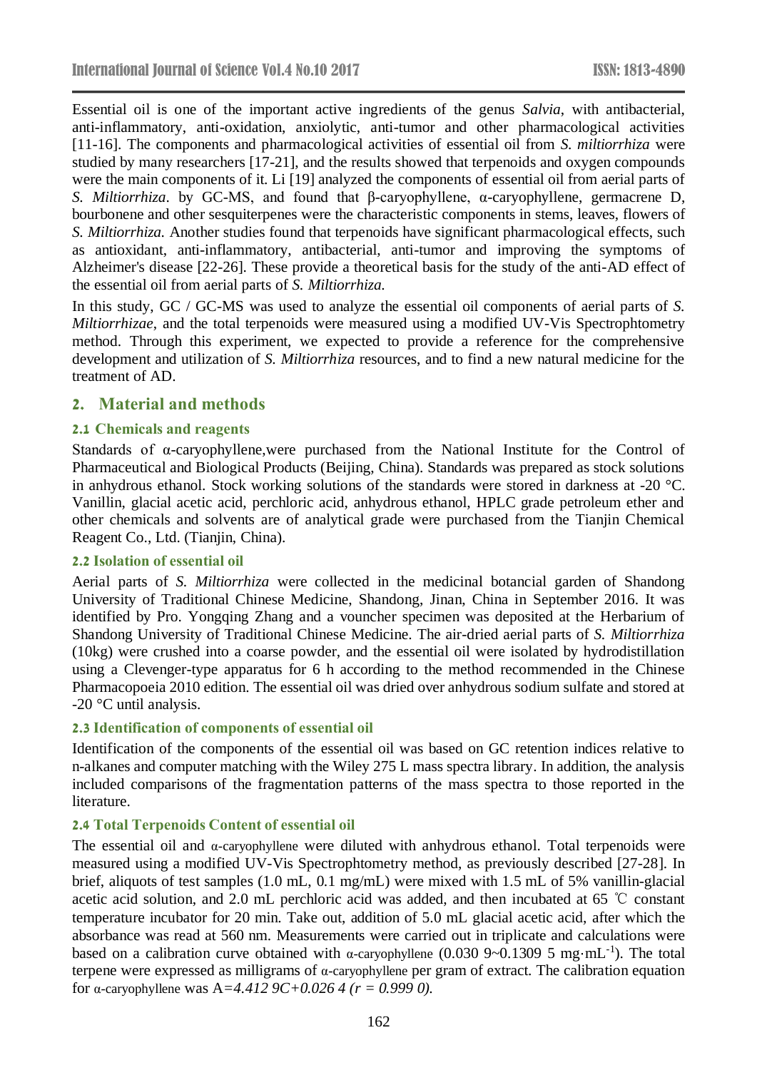Essential oil is one of the important active ingredients of the genus *Salvia*, with antibacterial, anti-inflammatory, anti-oxidation, anxiolytic, anti-tumor and other pharmacological activities [11-16]. The components and pharmacological activities of essential oil from *S. miltiorrhiza* were studied by many researchers [17-21], and the results showed that terpenoids and oxygen compounds were the main components of it. Li [19] analyzed the components of essential oil from aerial parts of *S. Miltiorrhiza*. by GC-MS, and found that β-caryophyllene, α-caryophyllene, germacrene D, bourbonene and other sesquiterpenes were the characteristic components in stems, leaves, flowers of *S. Miltiorrhiza.* Another studies found that terpenoids have significant pharmacological effects, such as antioxidant, anti-inflammatory, antibacterial, anti-tumor and improving the symptoms of Alzheimer's disease [22-26]. These provide a theoretical basis for the study of the anti-AD effect of the essential oil from aerial parts of *S. Miltiorrhiza.*

In this study, GC / GC-MS was used to analyze the essential oil components of aerial parts of *S. Miltiorrhizae*, and the total terpenoids were measured using a modified UV-Vis Spectrophtometry method. Through this experiment, we expected to provide a reference for the comprehensive development and utilization of *S. Miltiorrhiza* resources, and to find a new natural medicine for the treatment of AD.

## 2. Material and methods

### 2.1 Chemicals and reagents

Standards of α-caryophyllene,were purchased from the National Institute for the Control of Pharmaceutical and Biological Products (Beijing, China). Standards was prepared as stock solutions in anhydrous ethanol. Stock working solutions of the standards were stored in darkness at -20 °C. Vanillin, glacial acetic acid, perchloric acid, anhydrous ethanol, HPLC grade petroleum ether and other chemicals and solvents are of analytical grade were purchased from the Tianjin Chemical Reagent Co., Ltd. (Tianjin, China).

### 2.2 Isolation of essential oil

Aerial parts of *S. Miltiorrhiza* were collected in the medicinal botancial garden of Shandong University of Traditional Chinese Medicine, Shandong, Jinan, China in September 2016. It was identified by Pro. Yongqing Zhang and a voucher specimen was deposited at the Herbarium of Shandong University of Traditional Chinese Medicine. The air-dried aerial parts of *S. Miltiorrhiza* (10kg) were crushed into a coarse powder, and the essential oil were isolated by hydrodistillation using a Clevenger-type apparatus for 6 h according to the method recommended in the Chinese Pharmacopoeia 2010 edition. The essential oil was dried over anhydrous sodium sulfate and stored at -20 °C until analysis.

### 2.3 Identification of components of essential oil

Identification of the components of the essential oil was based on GC retention indices relative to n-alkanes and computer matching with the Wiley 275 L mass spectra library. In addition, the analysis included comparisons of the fragmentation patterns of the mass spectra to those reported in the literature.

### 2.4 Total Terpenoids Content of essential oil

The essential oil and α-caryophyllene were diluted with anhydrous ethanol. Total terpenoids were measured using a modified UV-Vis Spectrophtometry method, as previously described [27-28]. In brief, aliquots of test samples (1.0 mL, 0.1 mg/mL) were mixed with 1.5 mL of 5% vanillin-glacial acetic acid solution, and 2.0 mL perchloric acid was added, and then incubated at 65 ℃ constant temperature incubator for 20 min. Take out, addition of 5.0 mL glacial acetic acid, after which the absorbance was read at 560 nm. Measurements were carried out in triplicate and calculations were based on a calibration curve obtained with α-caryophyllene (0.030 9~0.1309 5 mg·mL$^{-1}$). The total terpene were expressed as milligrams of α-caryophyllene per gram of extract. The calibration equation for α-caryophyllene was $A=4.412\ 9C+0.026\ 4\ (r = 0.999\ 0)$.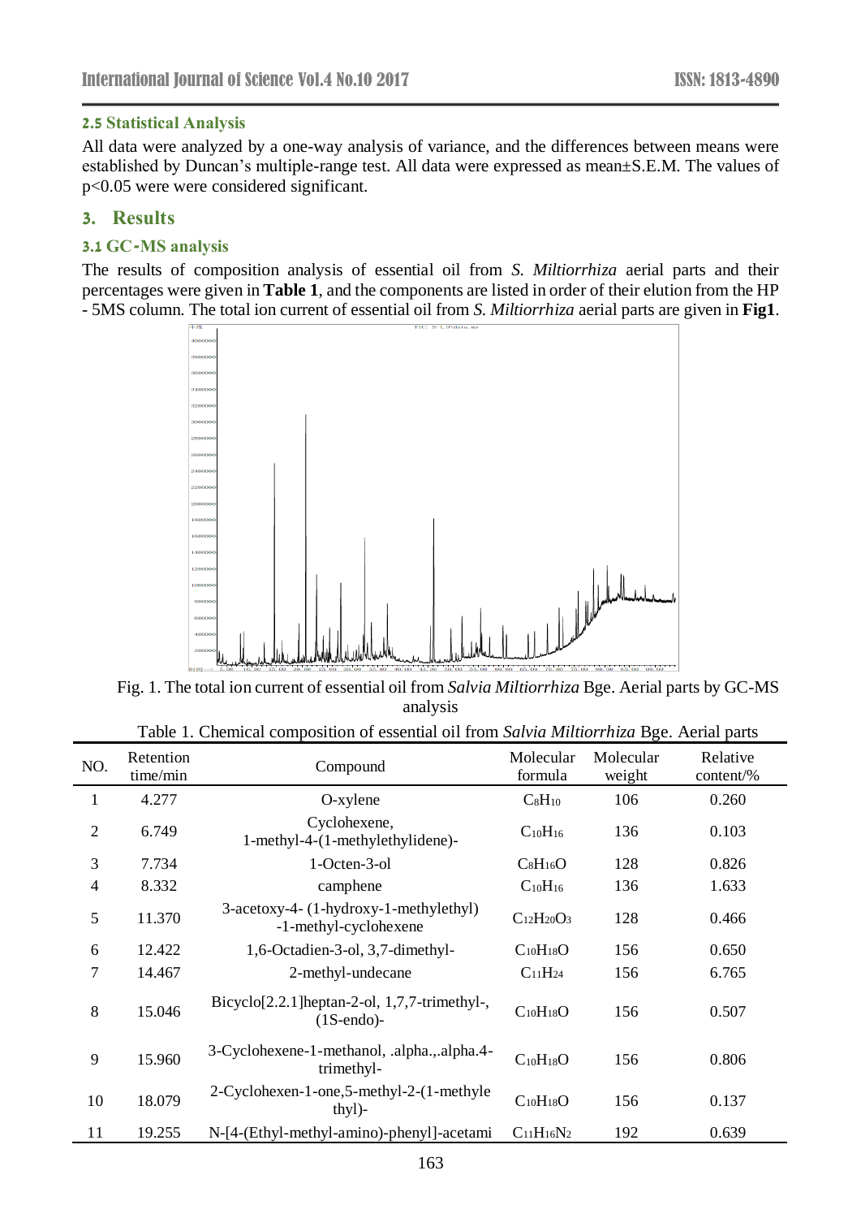### 2.5 Statistical Analysis

All data were analyzed by a one-way analysis of variance, and the differences between means were established by Duncan's multiple-range test. All data were expressed as mean±S.E.M. The values of $p<0.05$ were were considered significant.

## 3. Results

### 3.1 GC-MS analysis

The results of composition analysis of essential oil from *S. Miltiorrhiza* aerial parts and their percentages were given in **Table 1**, and the components are listed in order of their elution from the HP - 5MS column. The total ion current of essential oil from *S. Miltiorrhiza* aerial parts are given in **Fig1**.

Fig. 1. The total ion current of essential oil from *Salvia Miltiorrhiza* Bge. Aerial parts by GC-MS analysis

Table 1. Chemical composition of essential oil from *Salvia Miltiorrhiza* Bge. Aerial parts

| NO. | Retention time/min | Compound | Molecular formula | Molecular weight | Relative content/% |
|---|---|---|---|---|---|
| 1 | 4.277 | O-xylene | $C_8H_{10}$ | 106 | 0.260 |
| 2 | 6.749 | Cyclohexene, 1-methyl-4-(1-methylethylidene)- | $C_{10}H_{16}$ | 136 | 0.103 |
| 3 | 7.734 | 1-Octen-3-ol | $C_8H_{16}O$ | 128 | 0.826 |
| 4 | 8.332 | camphene | $C_{10}H_{16}$ | 136 | 1.633 |
| 5 | 11.370 | 3-acetoxy-4- (1-hydroxy-1-methylethyl) -1-methyl-cyclohexene | $C_{12}H_{20}O_3$ | 128 | 0.466 |
| 6 | 12.422 | 1,6-Octadien-3-ol, 3,7-dimethyl- | $C_{10}H_{18}O$ | 156 | 0.650 |
| 7 | 14.467 | 2-methyl-undecane | $C_{11}H_{24}$ | 156 | 6.765 |
| 8 | 15.046 | Bicyclo[2.2.1]heptan-2-ol, 1,7,7-trimethyl-, (1S-endo)- | $C_{10}H_{18}O$ | 156 | 0.507 |
| 9 | 15.960 | 3-Cyclohexene-1-methanol, .alpha.,.alpha.4-trimethyl- | $C_{10}H_{18}O$ | 156 | 0.806 |
| 10 | 18.079 | 2-Cyclohexen-1-one,5-methyl-2-(1-methylethyl)- | $C_{10}H_{18}O$ | 156 | 0.137 |
| 11 | 19.255 | N-[4-(Ethyl-methyl-amino)-phenyl]-acetami | $C_{11}H_{16}N_2$ | 192 | 0.639 |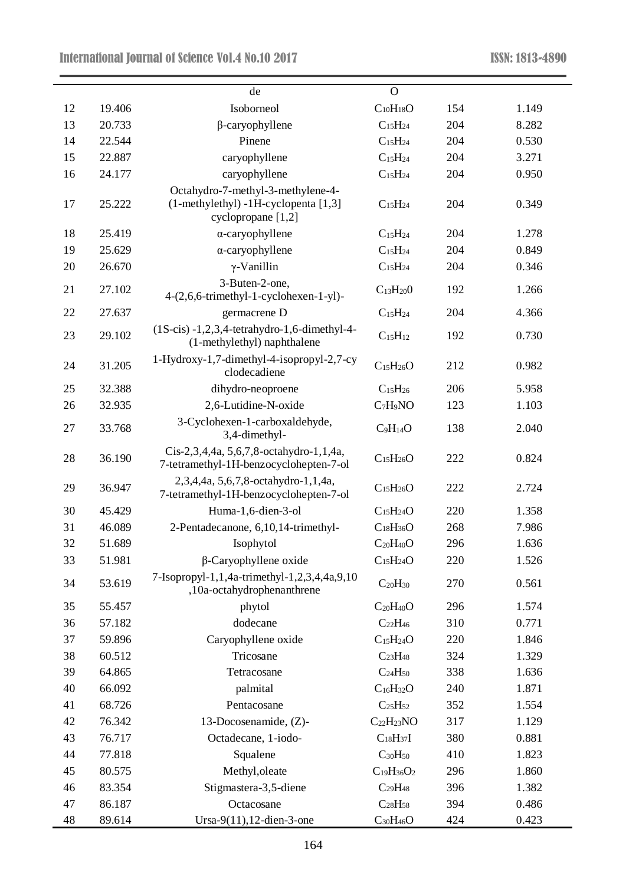| | | de | O | | |
|---|---|---|---|---|---|
| 12 | 19.406 | Isoborneol | $C_{10}H_{18}O$ | 154 | 1.149 |
| 13 | 20.733 | β-caryophyllene | $C_{15}H_{24}$ | 204 | 8.282 |
| 14 | 22.544 | Pinene | $C_{15}H_{24}$ | 204 | 0.530 |
| 15 | 22.887 | caryophyllene | $C_{15}H_{24}$ | 204 | 3.271 |
| 16 | 24.177 | caryophyllene | $C_{15}H_{24}$ | 204 | 0.950 |
| 17 | 25.222 | Octahydro-7-methyl-3-methylene-4-(1-methylethyl) -1H-cyclopenta [1,3] cyclopropane [1,2] | $C_{15}H_{24}$ | 204 | 0.349 |
| 18 | 25.419 | α-caryophyllene | $C_{15}H_{24}$ | 204 | 1.278 |
| 19 | 25.629 | α-caryophyllene | $C_{15}H_{24}$ | 204 | 0.849 |
| 20 | 26.670 | γ-Vanillin | $C_{15}H_{24}$ | 204 | 0.346 |
| 21 | 27.102 | 3-Buten-2-one, 4-(2,6,6-trimethyl-1-cyclohexen-1-yl)- | $C_{13}H_{20}0$ | 192 | 1.266 |
| 22 | 27.637 | germacrene D | $C_{15}H_{24}$ | 204 | 4.366 |
| 23 | 29.102 | (1S-cis) -1,2,3,4-tetrahydro-1,6-dimethyl-4-(1-methylethyl) naphthalene | $C_{15}H_{12}$ | 192 | 0.730 |
| 24 | 31.205 | 1-Hydroxy-1,7-dimethyl-4-isopropyl-2,7-cy clodecadiene | $C_{15}H_{26}O$ | 212 | 0.982 |
| 25 | 32.388 | dihydro-neoproene | $C_{15}H_{26}$ | 206 | 5.958 |
| 26 | 32.935 | 2,6-Lutidine-N-oxide | $C_7H_9NO$ | 123 | 1.103 |
| 27 | 33.768 | 3-Cyclohexen-1-carboxaldehyde, 3,4-dimethyl- | $C_9H_{14}O$ | 138 | 2.040 |
| 28 | 36.190 | Cis-2,3,4,4a, 5,6,7,8-octahydro-1,1,4a, 7-tetramethyl-1H-benzocyclohepten-7-ol | $C_{15}H_{26}O$ | 222 | 0.824 |
| 29 | 36.947 | 2,3,4,4a, 5,6,7,8-octahydro-1,1,4a, 7-tetramethyl-1H-benzocyclohepten-7-ol | $C_{15}H_{26}O$ | 222 | 2.724 |
| 30 | 45.429 | Huma-1,6-dien-3-ol | $C_{15}H_{24}O$ | 220 | 1.358 |
| 31 | 46.089 | 2-Pentadecanone, 6,10,14-trimethyl- | $C_{18}H_{36}O$ | 268 | 7.986 |
| 32 | 51.689 | Isophytol | $C_{20}H_{40}O$ | 296 | 1.636 |
| 33 | 51.981 | β-Caryophyllene oxide | $C_{15}H_{24}O$ | 220 | 1.526 |
| 34 | 53.619 | 7-Isopropyl-1,1,4a-trimethyl-1,2,3,4,4a,9,10 ,10a-octahydrophenanthrene | $C_{20}H_{30}$ | 270 | 0.561 |
| 35 | 55.457 | phytol | $C_{20}H_{40}O$ | 296 | 1.574 |
| 36 | 57.182 | dodecane | $C_{22}H_{46}$ | 310 | 0.771 |
| 37 | 59.896 | Caryophyllene oxide | $C_{15}H_{24}O$ | 220 | 1.846 |
| 38 | 60.512 | Tricosane | $C_{23}H_{48}$ | 324 | 1.329 |
| 39 | 64.865 | Tetracosane | $C_{24}H_{50}$ | 338 | 1.636 |
| 40 | 66.092 | palmital | $C_{16}H_{32}O$ | 240 | 1.871 |
| 41 | 68.726 | Pentacosane | $C_{25}H_{52}$ | 352 | 1.554 |
| 42 | 76.342 | 13-Docosenamide, (Z)- | $C_{22}H_{23}NO$ | 317 | 1.129 |
| 43 | 76.717 | Octadecane, 1-iodo- | $C_{18}H_{37}I$ | 380 | 0.881 |
| 44 | 77.818 | Squalene | $C_{30}H_{50}$ | 410 | 1.823 |
| 45 | 80.575 | Methyl,oleate | $C_{19}H_{36}O_2$ | 296 | 1.860 |
| 46 | 83.354 | Stigmastera-3,5-diene | $C_{29}H_{48}$ | 396 | 1.382 |
| 47 | 86.187 | Octacosane | $C_{28}H_{58}$ | 394 | 0.486 |
| 48 | 89.614 | Ursa-9(11),12-dien-3-one | $C_{30}H_{46}O$ | 424 | 0.423 |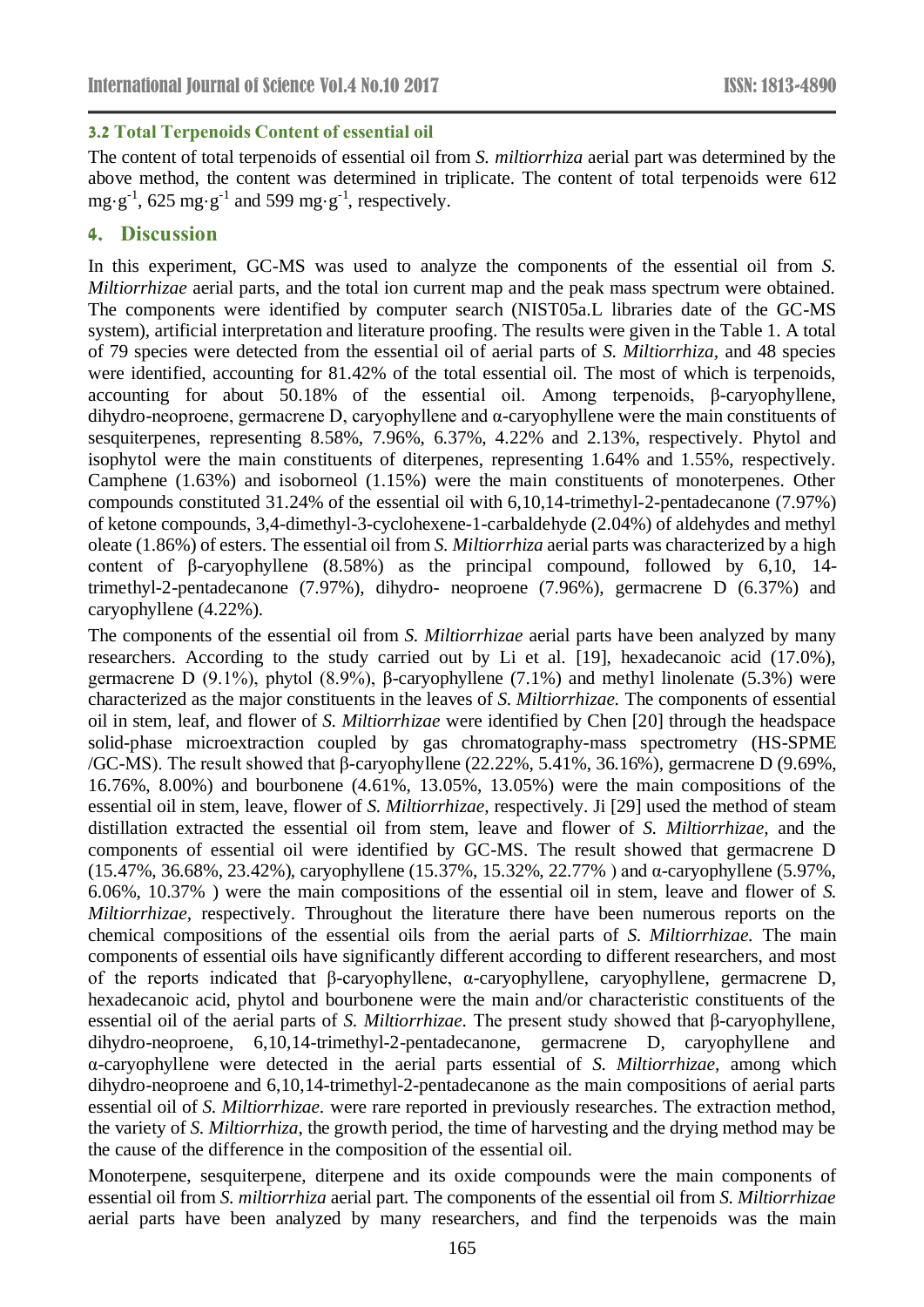### 3.2 Total Terpenoids Content of essential oil

The content of total terpenoids of essential oil from *S. miltiorrhiza* aerial part was determined by the above method, the content was determined in triplicate. The content of total terpenoids were 612 $mg \cdot g^{-1}$, 625 $mg \cdot g^{-1}$ and 599 $mg \cdot g^{-1}$, respectively.

## 4. Discussion

In this experiment, GC-MS was used to analyze the components of the essential oil from *S. Miltiorrhizae* aerial parts, and the total ion current map and the peak mass spectrum were obtained. The components were identified by computer search (NIST05a.L libraries date of the GC-MS system), artificial interpretation and literature proofing. The results were given in the Table 1. A total of 79 species were detected from the essential oil of aerial parts of *S. Miltiorrhiza*, and 48 species were identified, accounting for 81.42% of the total essential oil. The most of which is terpenoids, accounting for about 50.18% of the essential oil. Among terpenoids, β-caryophyllene, dihydro-neoproene, germacrene D, caryophyllene and α-caryophyllene were the main constituents of sesquiterpenes, representing 8.58%, 7.96%, 6.37%, 4.22% and 2.13%, respectively. Phytol and isophytol were the main constituents of diterpenes, representing 1.64% and 1.55%, respectively. Camphene (1.63%) and isoborneol (1.15%) were the main constituents of monoterpenes. Other compounds constituted 31.24% of the essential oil with 6,10,14-trimethyl-2-pentadecanone (7.97%) of ketone compounds, 3,4-dimethyl-3-cyclohexene-1-carbaldehyde (2.04%) of aldehydes and methyl oleate (1.86%) of esters. The essential oil from *S. Miltiorrhiza* aerial parts was characterized by a high content of β-caryophyllene (8.58%) as the principal compound, followed by 6,10, 14-trimethyl-2-pentadecanone (7.97%), dihydro- neoproene (7.96%), germacrene D (6.37%) and caryophyllene (4.22%).

The components of the essential oil from *S. Miltiorrhizae* aerial parts have been analyzed by many researchers. According to the study carried out by Li et al. [19], hexadecanoic acid (17.0%), germacrene D (9.1%), phytol (8.9%), β-caryophyllene (7.1%) and methyl linolenate (5.3%) were characterized as the major constituents in the leaves of *S. Miltiorrhizae.* The components of essential oil in stem, leaf, and flower of *S. Miltiorrhizae* were identified by Chen [20] through the headspace solid-phase microextraction coupled by gas chromatography-mass spectrometry (HS-SPME /GC-MS). The result showed that β-caryophyllene (22.22%, 5.41%, 36.16%), germacrene D (9.69%, 16.76%, 8.00%) and bourbonene (4.61%, 13.05%, 13.05%) were the main compositions of the essential oil in stem, leave, flower of *S. Miltiorrhizae,* respectively. Ji [29] used the method of steam distillation extracted the essential oil from stem, leave and flower of *S. Miltiorrhizae,* and the components of essential oil were identified by GC-MS. The result showed that germacrene D (15.47%, 36.68%, 23.42%), caryophyllene (15.37%, 15.32%, 22.77% ) and α-caryophyllene (5.97%, 6.06%, 10.37% ) were the main compositions of the essential oil in stem, leave and flower of *S. Miltiorrhizae,* respectively. Throughout the literature there have been numerous reports on the chemical compositions of the essential oils from the aerial parts of *S. Miltiorrhizae.* The main components of essential oils have significantly different according to different researchers, and most of the reports indicated that β-caryophyllene, α-caryophyllene, caryophyllene, germacrene D, hexadecanoic acid, phytol and bourbonene were the main and/or characteristic constituents of the essential oil of the aerial parts of *S. Miltiorrhizae.* The present study showed that β-caryophyllene, dihydro-neoproene, 6,10,14-trimethyl-2-pentadecanone, germacrene D, caryophyllene and α-caryophyllene were detected in the aerial parts essential of *S. Miltiorrhizae,* among which dihydro-neoproene and 6,10,14-trimethyl-2-pentadecanone as the main compositions of aerial parts essential oil of *S. Miltiorrhizae.* were rare reported in previously researches. The extraction method, the variety of *S. Miltiorrhiza,* the growth period, the time of harvesting and the drying method may be the cause of the difference in the composition of the essential oil.

Monoterpene, sesquiterpene, diterpene and its oxide compounds were the main components of essential oil from *S. miltiorrhiza* aerial part. The components of the essential oil from *S. Miltiorrhizae* aerial parts have been analyzed by many researchers, and find the terpenoids was the main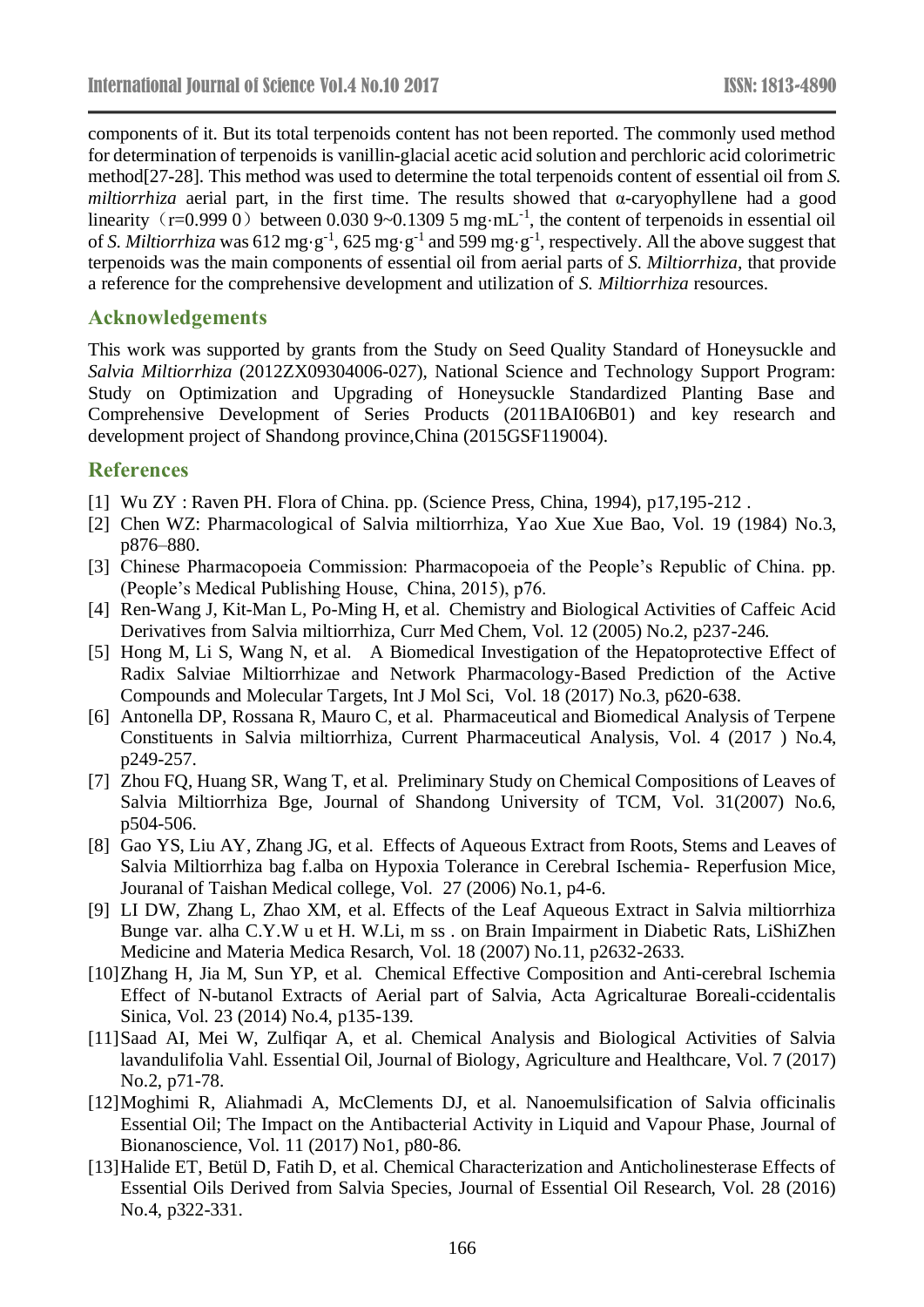components of it. But its total terpenoids content has not been reported. The commonly used method for determination of terpenoids is vanillin-glacial acetic acid solution and perchloric acid colorimetric method[27-28]. This method was used to determine the total terpenoids content of essential oil from *S. miltiorrhiza* aerial part, in the first time. The results showed that α-caryophyllene had a good linearity（r=0.999 0）between 0.030 9~0.1309 5 mg·mL$^{-1}$, the content of terpenoids in essential oil of *S. Miltiorrhiza* was 612 mg·g$^{-1}$, 625 mg·g$^{-1}$ and 599 mg·g$^{-1}$, respectively. All the above suggest that terpenoids was the main components of essential oil from aerial parts of *S. Miltiorrhiza*, that provide a reference for the comprehensive development and utilization of *S. Miltiorrhiza* resources.

## Acknowledgements

This work was supported by grants from the Study on Seed Quality Standard of Honeysuckle and *Salvia Miltiorrhiza* (2012ZX09304006-027), National Science and Technology Support Program: Study on Optimization and Upgrading of Honeysuckle Standardized Planting Base and Comprehensive Development of Series Products (2011BAI06B01) and key research and development project of Shandong province,China (2015GSF119004).

## References

[1] Wu ZY : Raven PH. Flora of China. pp. (Science Press, China, 1994), p17,195-212 .

[2] Chen WZ: Pharmacological of Salvia miltiorrhiza, Yao Xue Xue Bao, Vol. 19 (1984) No.3, p876–880.

[3] Chinese Pharmacopoeia Commission: Pharmacopoeia of the People's Republic of China. pp. (People's Medical Publishing House, China, 2015), p76.

[4] Ren-Wang J, Kit-Man L, Po-Ming H, et al. Chemistry and Biological Activities of Caffeic Acid Derivatives from Salvia miltiorrhiza, Curr Med Chem, Vol. 12 (2005) No.2, p237-246.

[5] Hong M, Li S, Wang N, et al. A Biomedical Investigation of the Hepatoprotective Effect of Radix Salviae Miltiorrhizae and Network Pharmacology-Based Prediction of the Active Compounds and Molecular Targets, Int J Mol Sci, Vol. 18 (2017) No.3, p620-638.

[6] Antonella DP, Rossana R, Mauro C, et al. Pharmaceutical and Biomedical Analysis of Terpene Constituents in Salvia miltiorrhiza, Current Pharmaceutical Analysis, Vol. 4 (2017 ) No.4, p249-257.

[7] Zhou FQ, Huang SR, Wang T, et al. Preliminary Study on Chemical Compositions of Leaves of Salvia Miltiorrhiza Bge, Journal of Shandong University of TCM, Vol. 31(2007) No.6, p504-506.

[8] Gao YS, Liu AY, Zhang JG, et al. Effects of Aqueous Extract from Roots, Stems and Leaves of Salvia Miltiorrhiza bag f.alba on Hypoxia Tolerance in Cerebral Ischemia- Reperfusion Mice, Jouranal of Taishan Medical college, Vol. 27 (2006) No.1, p4-6.

[9] LI DW, Zhang L, Zhao XM, et al. Effects of the Leaf Aqueous Extract in Salvia miltiorrhiza Bunge var. alha C.Y.W u et H. W.Li, m ss . on Brain Impairment in Diabetic Rats, LiShiZhen Medicine and Materia Medica Resarch, Vol. 18 (2007) No.11, p2632-2633.

[10] Zhang H, Jia M, Sun YP, et al. Chemical Effective Composition and Anti-cerebral Ischemia Effect of N-butanol Extracts of Aerial part of Salvia, Acta Agricalturae Boreali-ccidentalis Sinica, Vol. 23 (2014) No.4, p135-139.

[11] Saad AI, Mei W, Zulfiqar A, et al. Chemical Analysis and Biological Activities of Salvia lavandulifolia Vahl. Essential Oil, Journal of Biology, Agriculture and Healthcare, Vol. 7 (2017) No.2, p71-78.

[12] Moghimi R, Aliahmadi A, McClements DJ, et al. Nanoemulsification of Salvia officinalis Essential Oil; The Impact on the Antibacterial Activity in Liquid and Vapour Phase, Journal of Bionanoscience, Vol. 11 (2017) No1, p80-86.

[13] Halide ET, Betül D, Fatih D, et al. Chemical Characterization and Anticholinesterase Effects of Essential Oils Derived from Salvia Species, Journal of Essential Oil Research, Vol. 28 (2016) No.4, p322-331.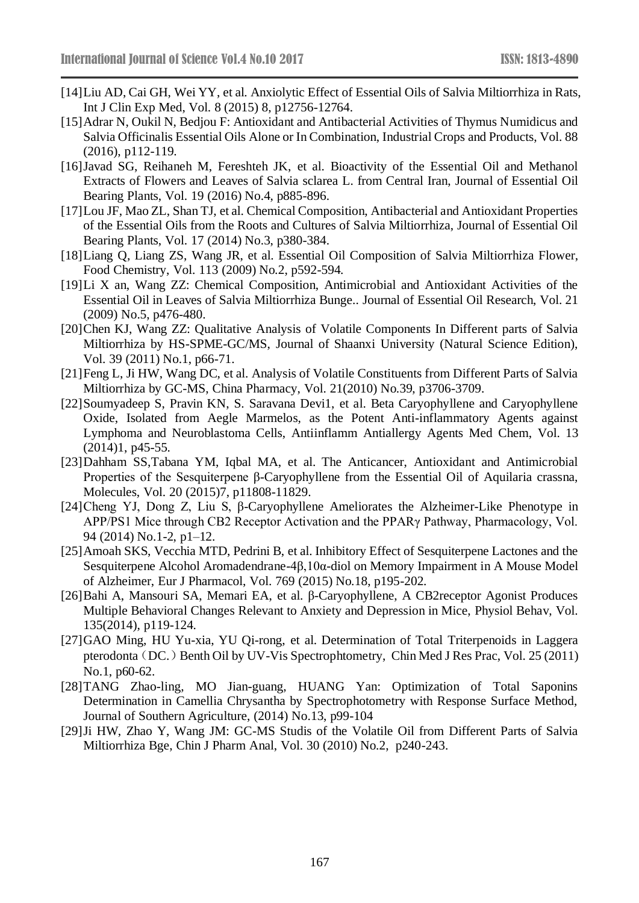[14] Liu AD, Cai GH, Wei YY, et al. Anxiolytic Effect of Essential Oils of Salvia Miltiorrhiza in Rats, Int J Clin Exp Med, Vol. 8 (2015) 8, p12756-12764.

[15] Adrar N, Oukil N, Bedjou F: Antioxidant and Antibacterial Activities of Thymus Numidicus and Salvia Officinalis Essential Oils Alone or In Combination, Industrial Crops and Products, Vol. 88 (2016), p112-119.

[16] Javad SG, Reihaneh M, Fereshteh JK, et al. Bioactivity of the Essential Oil and Methanol Extracts of Flowers and Leaves of Salvia sclarea L. from Central Iran, Journal of Essential Oil Bearing Plants, Vol. 19 (2016) No.4, p885-896.

[17] Lou JF, Mao ZL, Shan TJ, et al. Chemical Composition, Antibacterial and Antioxidant Properties of the Essential Oils from the Roots and Cultures of Salvia Miltiorrhiza, Journal of Essential Oil Bearing Plants, Vol. 17 (2014) No.3, p380-384.

[18] Liang Q, Liang ZS, Wang JR, et al. Essential Oil Composition of Salvia Miltiorrhiza Flower, Food Chemistry, Vol. 113 (2009) No.2, p592-594.

[19] Li X an, Wang ZZ: Chemical Composition, Antimicrobial and Antioxidant Activities of the Essential Oil in Leaves of Salvia Miltiorrhiza Bunge.. Journal of Essential Oil Research, Vol. 21 (2009) No.5, p476-480.

[20] Chen KJ, Wang ZZ: Qualitative Analysis of Volatile Components In Different parts of Salvia Miltiorrhiza by HS-SPME-GC/MS, Journal of Shaanxi University (Natural Science Edition), Vol. 39 (2011) No.1, p66-71.

[21] Feng L, Ji HW, Wang DC, et al. Analysis of Volatile Constituents from Different Parts of Salvia Miltiorrhiza by GC-MS, China Pharmacy, Vol. 21(2010) No.39, p3706-3709.

[22] Soumyadeep S, Pravin KN, S. Saravana Devi1, et al. Beta Caryophyllene and Caryophyllene Oxide, Isolated from Aegle Marmelos, as the Potent Anti-inflammatory Agents against Lymphoma and Neuroblastoma Cells, Antiinflamm Antiallergy Agents Med Chem, Vol. 13 (2014)1, p45-55.

[23] Dahham SS,Tabana YM, Iqbal MA, et al. The Anticancer, Antioxidant and Antimicrobial Properties of the Sesquiterpene β-Caryophyllene from the Essential Oil of Aquilaria crassna, Molecules, Vol. 20 (2015)7, p11808-11829.

[24] Cheng YJ, Dong Z, Liu S, β-Caryophyllene Ameliorates the Alzheimer-Like Phenotype in APP/PS1 Mice through CB2 Receptor Activation and the PPARγ Pathway, Pharmacology, Vol. 94 (2014) No.1-2, p1–12.

[25] Amoah SKS, Vecchia MTD, Pedrini B, et al. Inhibitory Effect of Sesquiterpene Lactones and the Sesquiterpene Alcohol Aromadendrane-4β,10α-diol on Memory Impairment in A Mouse Model of Alzheimer, Eur J Pharmacol, Vol. 769 (2015) No.18, p195-202.

[26] Bahi A, Mansouri SA, Memari EA, et al. β-Caryophyllene, A CB2receptor Agonist Produces Multiple Behavioral Changes Relevant to Anxiety and Depression in Mice, Physiol Behav, Vol. 135(2014), p119-124.

[27] GAO Ming, HU Yu-xia, YU Qi-rong, et al. Determination of Total Triterpenoids in Laggera pterodonta（DC.）Benth Oil by UV-Vis Spectrophtometry, Chin Med J Res Prac, Vol. 25 (2011) No.1, p60-62.

[28] TANG Zhao-ling, MO Jian-guang, HUANG Yan: Optimization of Total Saponins Determination in Camellia Chrysantha by Spectrophotometry with Response Surface Method, Journal of Southern Agriculture, (2014) No.13, p99-104

[29] Ji HW, Zhao Y, Wang JM: GC-MS Studis of the Volatile Oil from Different Parts of Salvia Miltiorrhiza Bge, Chin J Pharm Anal, Vol. 30 (2010) No.2, p240-243.